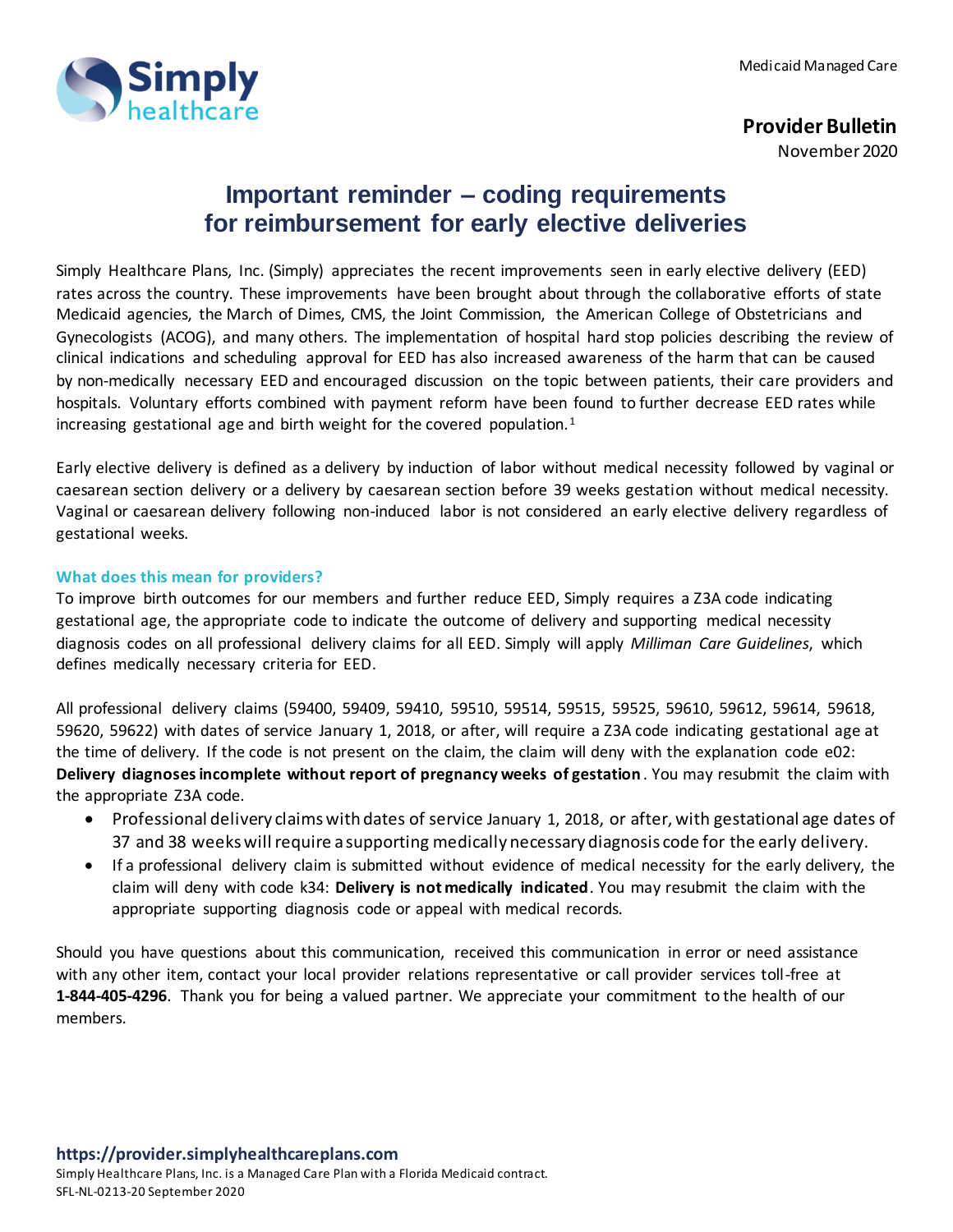Medicaid Managed Care

**Provider Bulletin**
November 2020

# Important reminder – coding requirements for reimbursement for early elective deliveries

Simply Healthcare Plans, Inc. (Simply) appreciates the recent improvements seen in early elective delivery (EED) rates across the country. These improvements have been brought about through the collaborative efforts of state Medicaid agencies, the March of Dimes, CMS, the Joint Commission, the American College of Obstetricians and Gynecologists (ACOG), and many others. The implementation of hospital hard stop policies describing the review of clinical indications and scheduling approval for EED has also increased awareness of the harm that can be caused by non-medically necessary EED and encouraged discussion on the topic between patients, their care providers and hospitals. Voluntary efforts combined with payment reform have been found to further decrease EED rates while increasing gestational age and birth weight for the covered population.[1]

Early elective delivery is defined as a delivery by induction of labor without medical necessity followed by vaginal or caesarean section delivery or a delivery by caesarean section before 39 weeks gestation without medical necessity. Vaginal or caesarean delivery following non-induced labor is not considered an early elective delivery regardless of gestational weeks.

## What does this mean for providers?

To improve birth outcomes for our members and further reduce EED, Simply requires a Z3A code indicating gestational age, the appropriate code to indicate the outcome of delivery and supporting medical necessity diagnosis codes on all professional delivery claims for all EED. Simply will apply *Milliman Care Guidelines*, which defines medically necessary criteria for EED.

All professional delivery claims (59400, 59409, 59410, 59510, 59514, 59515, 59525, 59610, 59612, 59614, 59618, 59620, 59622) with dates of service January 1, 2018, or after, will require a Z3A code indicating gestational age at the time of delivery. If the code is not present on the claim, the claim will deny with the explanation code e02: **Delivery diagnoses incomplete without report of pregnancy weeks of gestation**. You may resubmit the claim with the appropriate Z3A code.

- Professional delivery claims with dates of service January 1, 2018, or after, with gestational age dates of 37 and 38 weeks will require a supporting medically necessary diagnosis code for the early delivery.
- If a professional delivery claim is submitted without evidence of medical necessity for the early delivery, the claim will deny with code k34: **Delivery is not medically indicated**. You may resubmit the claim with the appropriate supporting diagnosis code or appeal with medical records.

Should you have questions about this communication, received this communication in error or need assistance with any other item, contact your local provider relations representative or call provider services toll-free at **1-844-405-4296**. Thank you for being a valued partner. We appreciate your commitment to the health of our members.

**https://provider.simplyhealthcareplans.com**
Simply Healthcare Plans, Inc. is a Managed Care Plan with a Florida Medicaid contract.
SFL-NL-0213-20 September 2020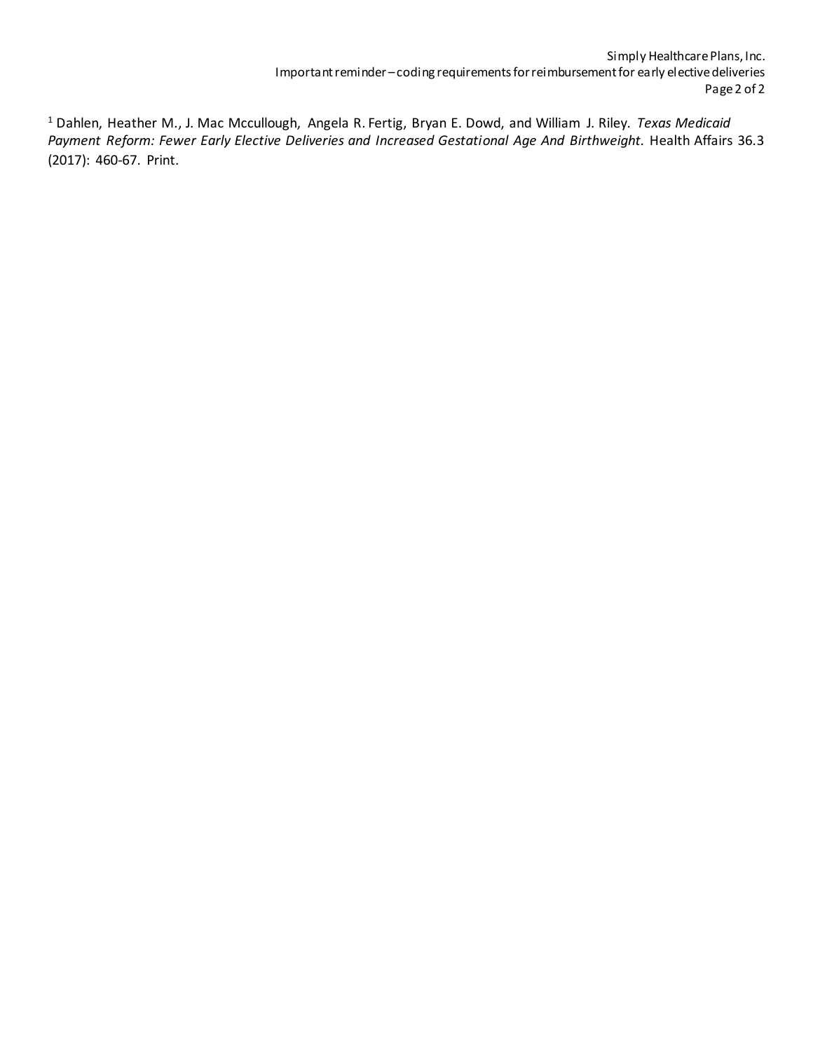[1] Dahlen, Heather M., J. Mac Mccullough, Angela R. Fertig, Bryan E. Dowd, and William J. Riley. *Texas Medicaid Payment Reform: Fewer Early Elective Deliveries and Increased Gestational Age And Birthweight.* Health Affairs 36.3 (2017): 460-67. Print.